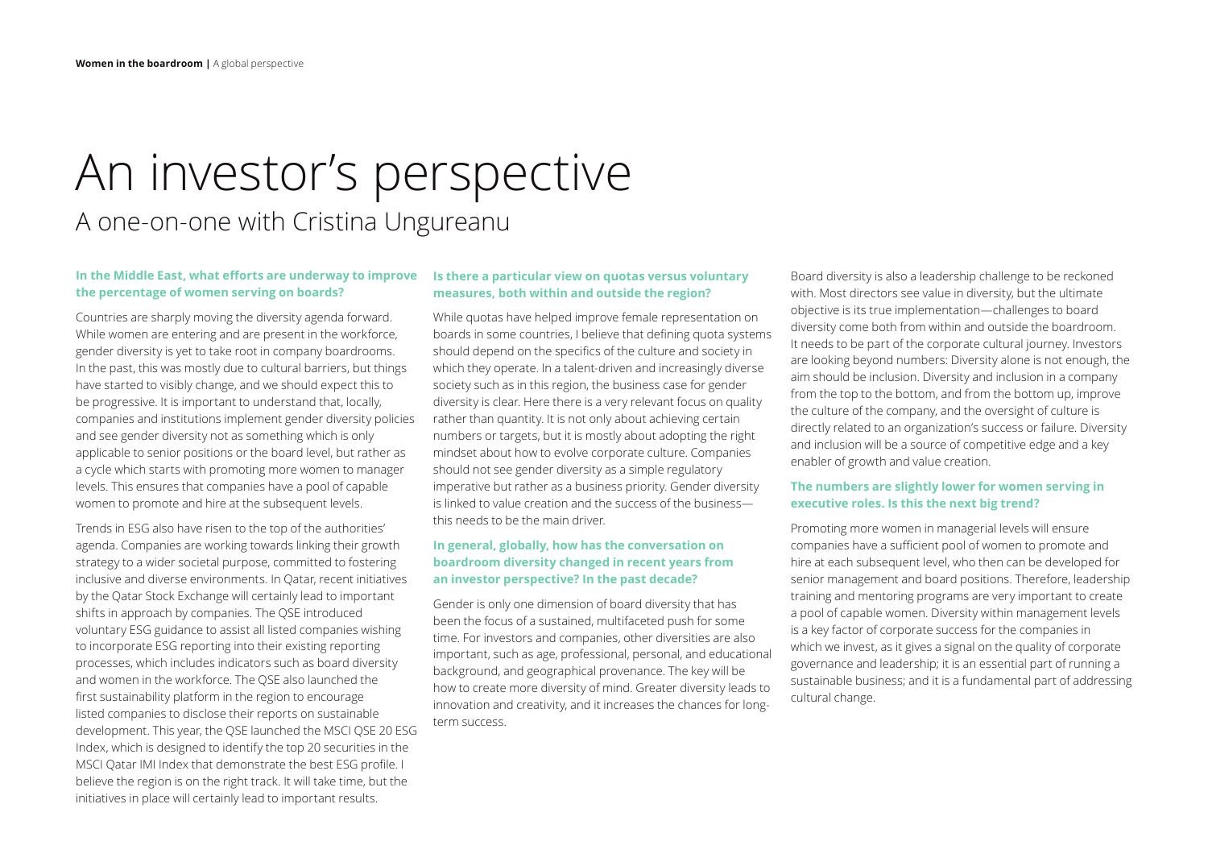# An investor's perspective

## A one-on-one with Cristina Ungureanu

**In the Middle East, what efforts are underway to improve the percentage of women serving on boards?**

Countries are sharply moving the diversity agenda forward. While women are entering and are present in the workforce, gender diversity is yet to take root in company boardrooms. In the past, this was mostly due to cultural barriers, but things have started to visibly change, and we should expect this to be progressive. It is important to understand that, locally, companies and institutions implement gender diversity policies and see gender diversity not as something which is only applicable to senior positions or the board level, but rather as a cycle which starts with promoting more women to manager levels. This ensures that companies have a pool of capable women to promote and hire at the subsequent levels.

Trends in ESG also have risen to the top of the authorities' agenda. Companies are working towards linking their growth strategy to a wider societal purpose, committed to fostering inclusive and diverse environments. In Qatar, recent initiatives by the Qatar Stock Exchange will certainly lead to important shifts in approach by companies. The QSE introduced voluntary ESG guidance to assist all listed companies wishing to incorporate ESG reporting into their existing reporting processes, which includes indicators such as board diversity and women in the workforce. The QSE also launched the first sustainability platform in the region to encourage listed companies to disclose their reports on sustainable development. This year, the QSE launched the MSCI QSE 20 ESG Index, which is designed to identify the top 20 securities in the MSCI Qatar IMI Index that demonstrate the best ESG profile. I believe the region is on the right track. It will take time, but the initiatives in place will certainly lead to important results.

**Is there a particular view on quotas versus voluntary measures, both within and outside the region?**

While quotas have helped improve female representation on boards in some countries, I believe that defining quota systems should depend on the specifics of the culture and society in which they operate. In a talent-driven and increasingly diverse society such as in this region, the business case for gender diversity is clear. Here there is a very relevant focus on quality rather than quantity. It is not only about achieving certain numbers or targets, but it is mostly about adopting the right mindset about how to evolve corporate culture. Companies should not see gender diversity as a simple regulatory imperative but rather as a business priority. Gender diversity is linked to value creation and the success of the business—this needs to be the main driver.

**In general, globally, how has the conversation on boardroom diversity changed in recent years from an investor perspective? In the past decade?**

Gender is only one dimension of board diversity that has been the focus of a sustained, multifaceted push for some time. For investors and companies, other diversities are also important, such as age, professional, personal, and educational background, and geographical provenance. The key will be how to create more diversity of mind. Greater diversity leads to innovation and creativity, and it increases the chances for long-term success.

Board diversity is also a leadership challenge to be reckoned with. Most directors see value in diversity, but the ultimate objective is its true implementation—challenges to board diversity come both from within and outside the boardroom. It needs to be part of the corporate cultural journey. Investors are looking beyond numbers: Diversity alone is not enough, the aim should be inclusion. Diversity and inclusion in a company from the top to the bottom, and from the bottom up, improve the culture of the company, and the oversight of culture is directly related to an organization's success or failure. Diversity and inclusion will be a source of competitive edge and a key enabler of growth and value creation.

**The numbers are slightly lower for women serving in executive roles. Is this the next big trend?**

Promoting more women in managerial levels will ensure companies have a sufficient pool of women to promote and hire at each subsequent level, who then can be developed for senior management and board positions. Therefore, leadership training and mentoring programs are very important to create a pool of capable women. Diversity within management levels is a key factor of corporate success for the companies in which we invest, as it gives a signal on the quality of corporate governance and leadership; it is an essential part of running a sustainable business; and it is a fundamental part of addressing cultural change.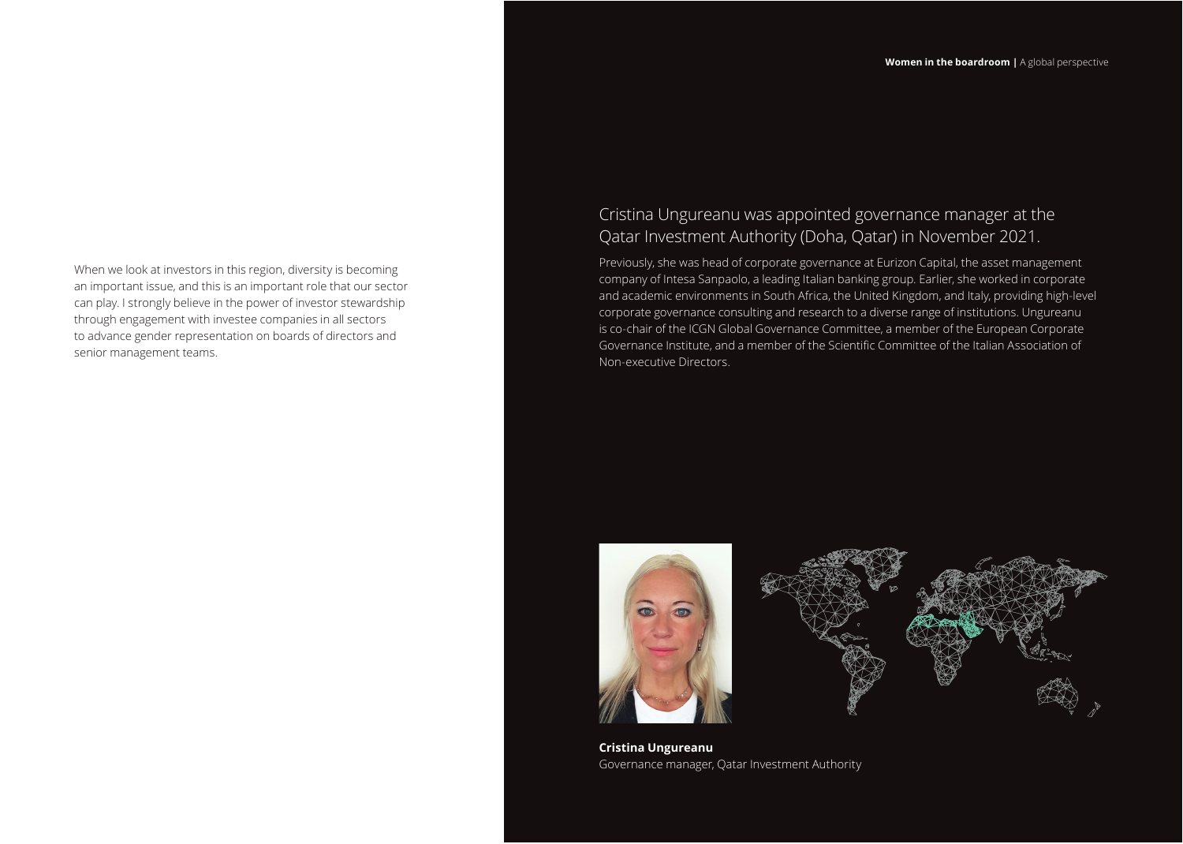When we look at investors in this region, diversity is becoming an important issue, and this is an important role that our sector can play. I strongly believe in the power of investor stewardship through engagement with investee companies in all sectors to advance gender representation on boards of directors and senior management teams.

Cristina Ungureanu was appointed governance manager at the Qatar Investment Authority (Doha, Qatar) in November 2021.

Previously, she was head of corporate governance at Eurizon Capital, the asset management company of Intesa Sanpaolo, a leading Italian banking group. Earlier, she worked in corporate and academic environments in South Africa, the United Kingdom, and Italy, providing high-level corporate governance consulting and research to a diverse range of institutions. Ungureanu is co-chair of the ICGN Global Governance Committee, a member of the European Corporate Governance Institute, and a member of the Scientific Committee of the Italian Association of Non-executive Directors.

**Cristina Ungureanu**
Governance manager, Qatar Investment Authority